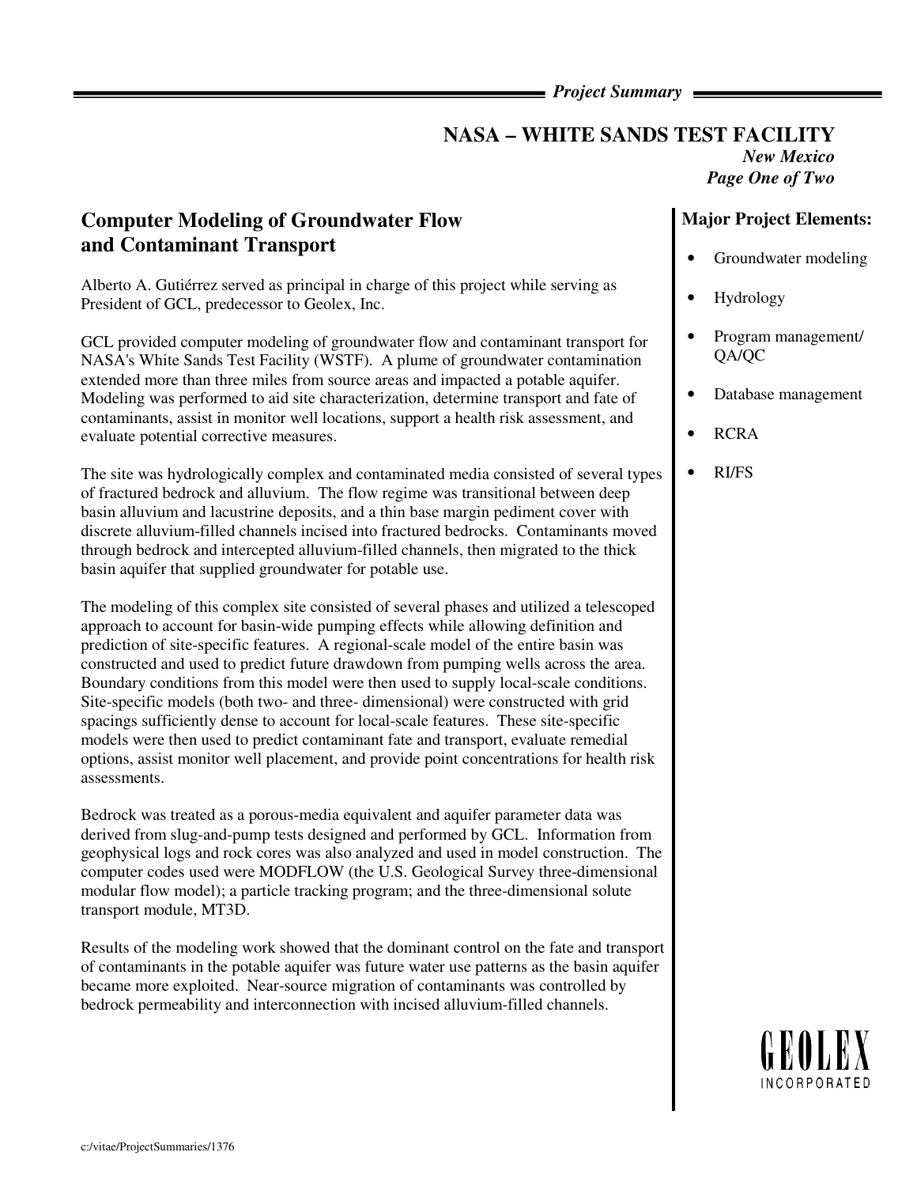# NASA – WHITE SANDS TEST FACILITY

*New Mexico*

## Computer Modeling of Groundwater Flow and Contaminant Transport

Alberto A. Gutiérrez served as principal in charge of this project while serving as President of GCL, predecessor to Geolex, Inc.

GCL provided computer modeling of groundwater flow and contaminant transport for NASA's White Sands Test Facility (WSTF). A plume of groundwater contamination extended more than three miles from source areas and impacted a potable aquifer. Modeling was performed to aid site characterization, determine transport and fate of contaminants, assist in monitor well locations, support a health risk assessment, and evaluate potential corrective measures.

The site was hydrologically complex and contaminated media consisted of several types of fractured bedrock and alluvium. The flow regime was transitional between deep basin alluvium and lacustrine deposits, and a thin base margin pediment cover with discrete alluvium-filled channels incised into fractured bedrocks. Contaminants moved through bedrock and intercepted alluvium-filled channels, then migrated to the thick basin aquifer that supplied groundwater for potable use.

The modeling of this complex site consisted of several phases and utilized a telescoped approach to account for basin-wide pumping effects while allowing definition and prediction of site-specific features. A regional-scale model of the entire basin was constructed and used to predict future drawdown from pumping wells across the area. Boundary conditions from this model were then used to supply local-scale conditions. Site-specific models (both two- and three- dimensional) were constructed with grid spacings sufficiently dense to account for local-scale features. These site-specific models were then used to predict contaminant fate and transport, evaluate remedial options, assist monitor well placement, and provide point concentrations for health risk assessments.

Bedrock was treated as a porous-media equivalent and aquifer parameter data was derived from slug-and-pump tests designed and performed by GCL. Information from geophysical logs and rock cores was also analyzed and used in model construction. The computer codes used were MODFLOW (the U.S. Geological Survey three-dimensional modular flow model); a particle tracking program; and the three-dimensional solute transport module, MT3D.

Results of the modeling work showed that the dominant control on the fate and transport of contaminants in the potable aquifer was future water use patterns as the basin aquifer became more exploited. Near-source migration of contaminants was controlled by bedrock permeability and interconnection with incised alluvium-filled channels.

### Major Project Elements:

- Groundwater modeling
- Hydrology
- Program management/ QA/QC
- Database management
- RCRA
- RI/FS

GEOLEX INCORPORATED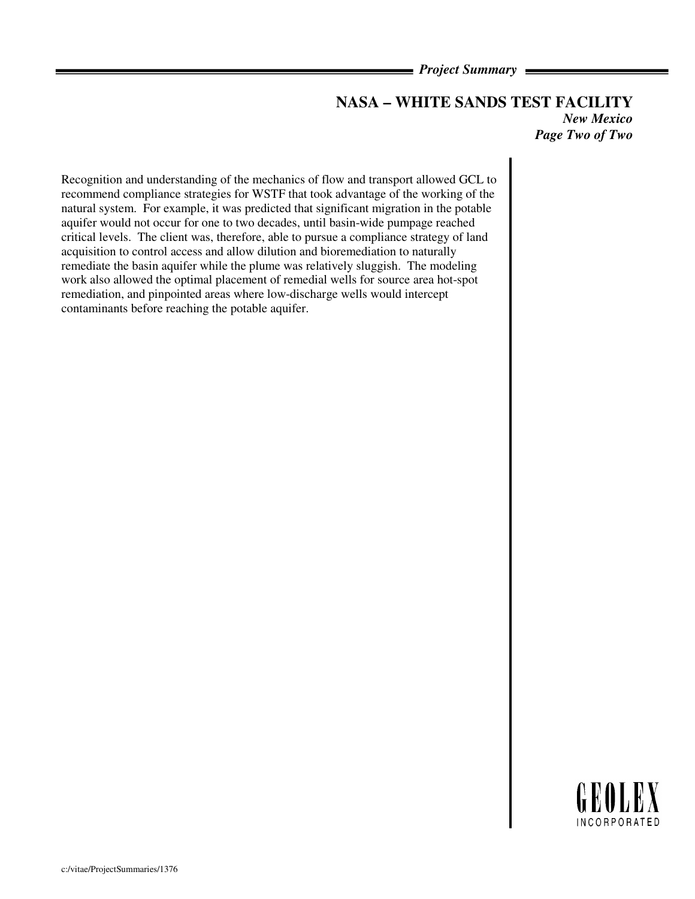# NASA – WHITE SANDS TEST FACILITY

*New Mexico*

Recognition and understanding of the mechanics of flow and transport allowed GCL to recommend compliance strategies for WSTF that took advantage of the working of the natural system. For example, it was predicted that significant migration in the potable aquifer would not occur for one to two decades, until basin-wide pumpage reached critical levels. The client was, therefore, able to pursue a compliance strategy of land acquisition to control access and allow dilution and bioremediation to naturally remediate the basin aquifer while the plume was relatively sluggish. The modeling work also allowed the optimal placement of remedial wells for source area hot-spot remediation, and pinpointed areas where low-discharge wells would intercept contaminants before reaching the potable aquifer.